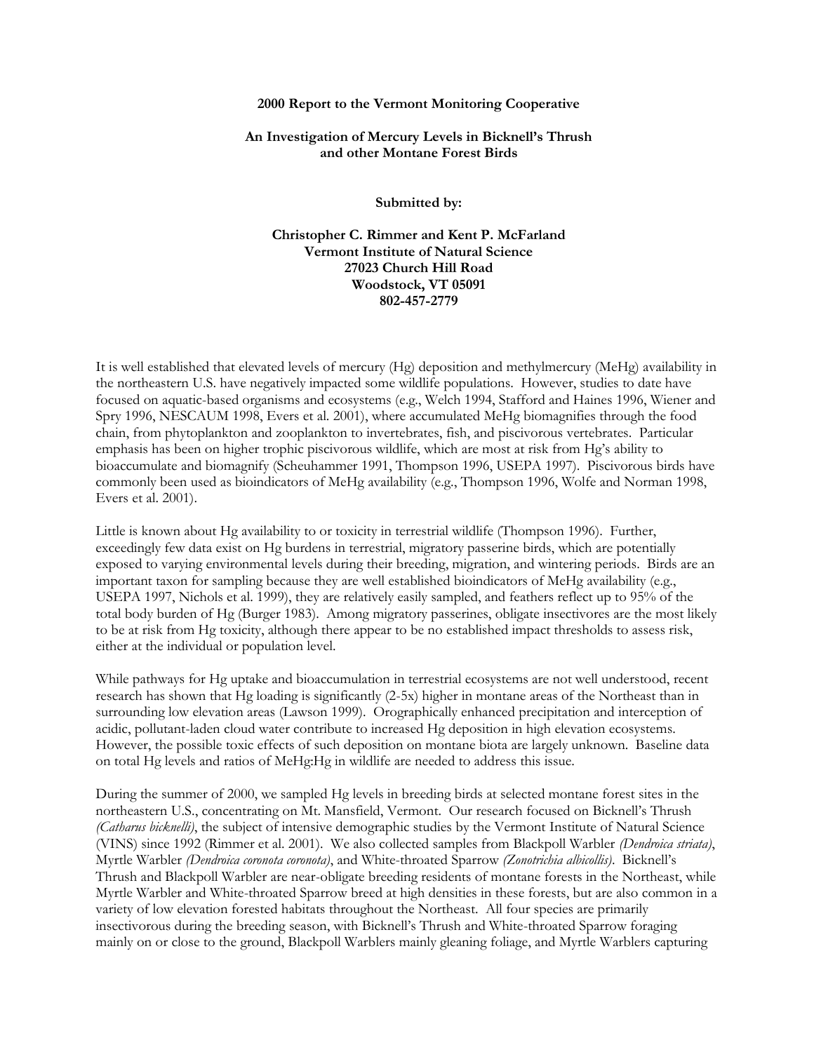**2000 Report to the Vermont Monitoring Cooperative**

**An Investigation of Mercury Levels in Bicknell's Thrush and other Montane Forest Birds**

**Submitted by:**

**Christopher C. Rimmer and Kent P. McFarland**
**Vermont Institute of Natural Science**
**27023 Church Hill Road**
**Woodstock, VT 05091**
**802-457-2779**

It is well established that elevated levels of mercury (Hg) deposition and methylmercury (MeHg) availability in the northeastern U.S. have negatively impacted some wildlife populations. However, studies to date have focused on aquatic-based organisms and ecosystems (e.g., Welch 1994, Stafford and Haines 1996, Wiener and Spry 1996, NESCAUM 1998, Evers et al. 2001), where accumulated MeHg biomagnifies through the food chain, from phytoplankton and zooplankton to invertebrates, fish, and piscivorous vertebrates. Particular emphasis has been on higher trophic piscivorous wildlife, which are most at risk from Hg's ability to bioaccumulate and biomagnify (Scheuhammer 1991, Thompson 1996, USEPA 1997). Piscivorous birds have commonly been used as bioindicators of MeHg availability (e.g., Thompson 1996, Wolfe and Norman 1998, Evers et al. 2001).

Little is known about Hg availability to or toxicity in terrestrial wildlife (Thompson 1996). Further, exceedingly few data exist on Hg burdens in terrestrial, migratory passerine birds, which are potentially exposed to varying environmental levels during their breeding, migration, and wintering periods. Birds are an important taxon for sampling because they are well established bioindicators of MeHg availability (e.g., USEPA 1997, Nichols et al. 1999), they are relatively easily sampled, and feathers reflect up to 95% of the total body burden of Hg (Burger 1983). Among migratory passerines, obligate insectivores are the most likely to be at risk from Hg toxicity, although there appear to be no established impact thresholds to assess risk, either at the individual or population level.

While pathways for Hg uptake and bioaccumulation in terrestrial ecosystems are not well understood, recent research has shown that Hg loading is significantly (2-5x) higher in montane areas of the Northeast than in surrounding low elevation areas (Lawson 1999). Orographically enhanced precipitation and interception of acidic, pollutant-laden cloud water contribute to increased Hg deposition in high elevation ecosystems. However, the possible toxic effects of such deposition on montane biota are largely unknown. Baseline data on total Hg levels and ratios of MeHg:Hg in wildlife are needed to address this issue.

During the summer of 2000, we sampled Hg levels in breeding birds at selected montane forest sites in the northeastern U.S., concentrating on Mt. Mansfield, Vermont. Our research focused on Bicknell's Thrush *(Catharus bicknelli)*, the subject of intensive demographic studies by the Vermont Institute of Natural Science (VINS) since 1992 (Rimmer et al. 2001). We also collected samples from Blackpoll Warbler *(Dendroica striata)*, Myrtle Warbler *(Dendroica coronota coronota)*, and White-throated Sparrow *(Zonotrichia albicollis)*. Bicknell's Thrush and Blackpoll Warbler are near-obligate breeding residents of montane forests in the Northeast, while Myrtle Warbler and White-throated Sparrow breed at high densities in these forests, but are also common in a variety of low elevation forested habitats throughout the Northeast. All four species are primarily insectivorous during the breeding season, with Bicknell's Thrush and White-throated Sparrow foraging mainly on or close to the ground, Blackpoll Warblers mainly gleaning foliage, and Myrtle Warblers capturing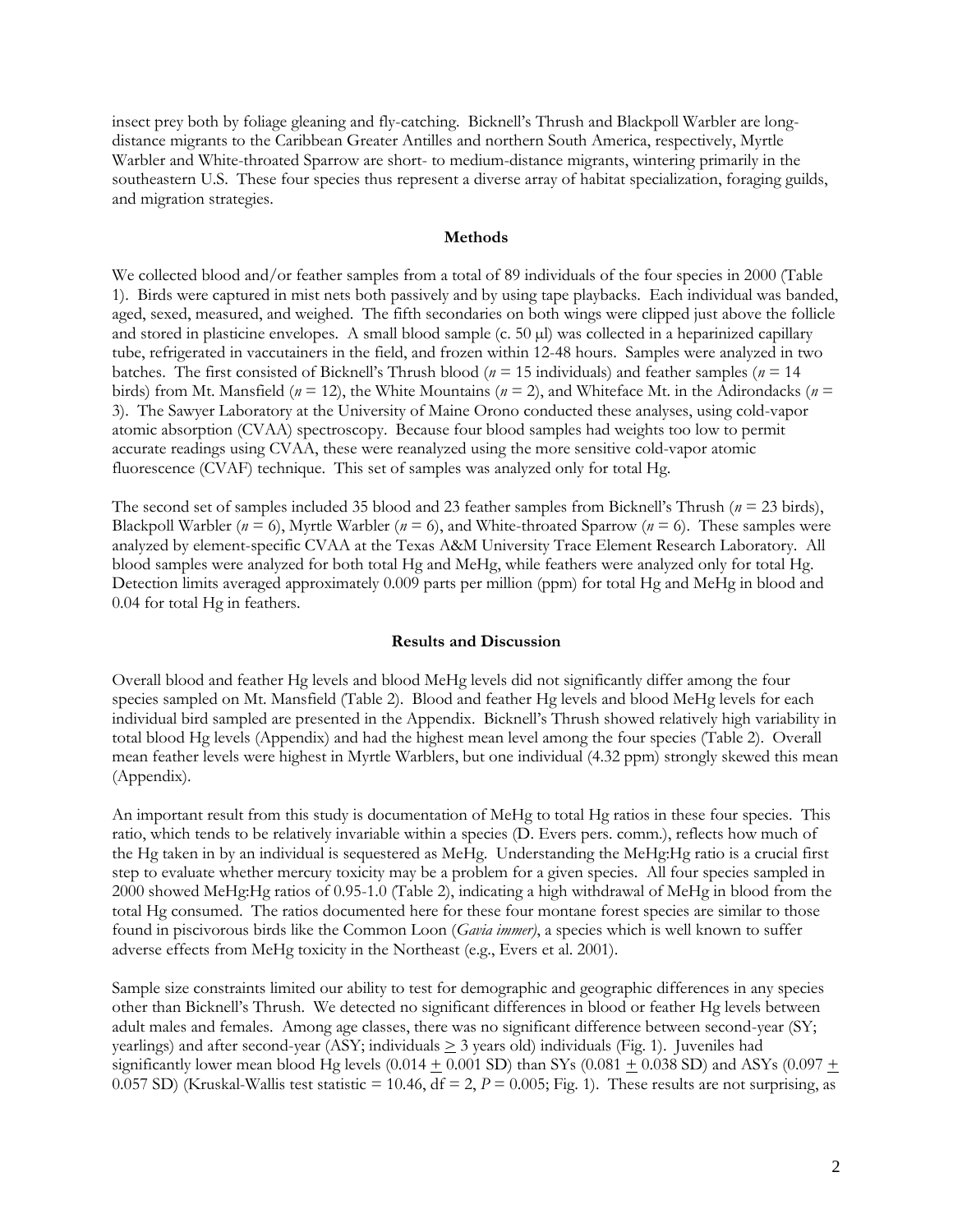insect prey both by foliage gleaning and fly-catching. Bicknell's Thrush and Blackpoll Warbler are long-distance migrants to the Caribbean Greater Antilles and northern South America, respectively, Myrtle Warbler and White-throated Sparrow are short- to medium-distance migrants, wintering primarily in the southeastern U.S. These four species thus represent a diverse array of habitat specialization, foraging guilds, and migration strategies.

## Methods

We collected blood and/or feather samples from a total of 89 individuals of the four species in 2000 (Table 1). Birds were captured in mist nets both passively and by using tape playbacks. Each individual was banded, aged, sexed, measured, and weighed. The fifth secondaries on both wings were clipped just above the follicle and stored in plasticine envelopes. A small blood sample (c. 50 μl) was collected in a heparinized capillary tube, refrigerated in vaccutainers in the field, and frozen within 12-48 hours. Samples were analyzed in two batches. The first consisted of Bicknell's Thrush blood (*n* = 15 individuals) and feather samples (*n* = 14 birds) from Mt. Mansfield (*n* = 12), the White Mountains (*n* = 2), and Whiteface Mt. in the Adirondacks (*n* = 3). The Sawyer Laboratory at the University of Maine Orono conducted these analyses, using cold-vapor atomic absorption (CVAA) spectroscopy. Because four blood samples had weights too low to permit accurate readings using CVAA, these were reanalyzed using the more sensitive cold-vapor atomic fluorescence (CVAF) technique. This set of samples was analyzed only for total Hg.

The second set of samples included 35 blood and 23 feather samples from Bicknell's Thrush (*n* = 23 birds), Blackpoll Warbler (*n* = 6), Myrtle Warbler (*n* = 6), and White-throated Sparrow (*n* = 6). These samples were analyzed by element-specific CVAA at the Texas A&M University Trace Element Research Laboratory. All blood samples were analyzed for both total Hg and MeHg, while feathers were analyzed only for total Hg. Detection limits averaged approximately 0.009 parts per million (ppm) for total Hg and MeHg in blood and 0.04 for total Hg in feathers.

## Results and Discussion

Overall blood and feather Hg levels and blood MeHg levels did not significantly differ among the four species sampled on Mt. Mansfield (Table 2). Blood and feather Hg levels and blood MeHg levels for each individual bird sampled are presented in the Appendix. Bicknell's Thrush showed relatively high variability in total blood Hg levels (Appendix) and had the highest mean level among the four species (Table 2). Overall mean feather levels were highest in Myrtle Warblers, but one individual (4.32 ppm) strongly skewed this mean (Appendix).

An important result from this study is documentation of MeHg to total Hg ratios in these four species. This ratio, which tends to be relatively invariable within a species (D. Evers pers. comm.), reflects how much of the Hg taken in by an individual is sequestered as MeHg. Understanding the MeHg:Hg ratio is a crucial first step to evaluate whether mercury toxicity may be a problem for a given species. All four species sampled in 2000 showed MeHg:Hg ratios of 0.95-1.0 (Table 2), indicating a high withdrawal of MeHg in blood from the total Hg consumed. The ratios documented here for these four montane forest species are similar to those found in piscivorous birds like the Common Loon (*Gavia immer)*, a species which is well known to suffer adverse effects from MeHg toxicity in the Northeast (e.g., Evers et al. 2001).

Sample size constraints limited our ability to test for demographic and geographic differences in any species other than Bicknell's Thrush. We detected no significant differences in blood or feather Hg levels between adult males and females. Among age classes, there was no significant difference between second-year (SY; yearlings) and after second-year (ASY; individuals $\geq$ 3 years old) individuals (Fig. 1). Juveniles had significantly lower mean blood Hg levels (0.014 $\pm$ 0.001 SD) than SYs (0.081 $\pm$ 0.038 SD) and ASYs (0.097 $\pm$ 0.057 SD) (Kruskal-Wallis test statistic = 10.46, df = 2, $P$ = 0.005; Fig. 1). These results are not surprising, as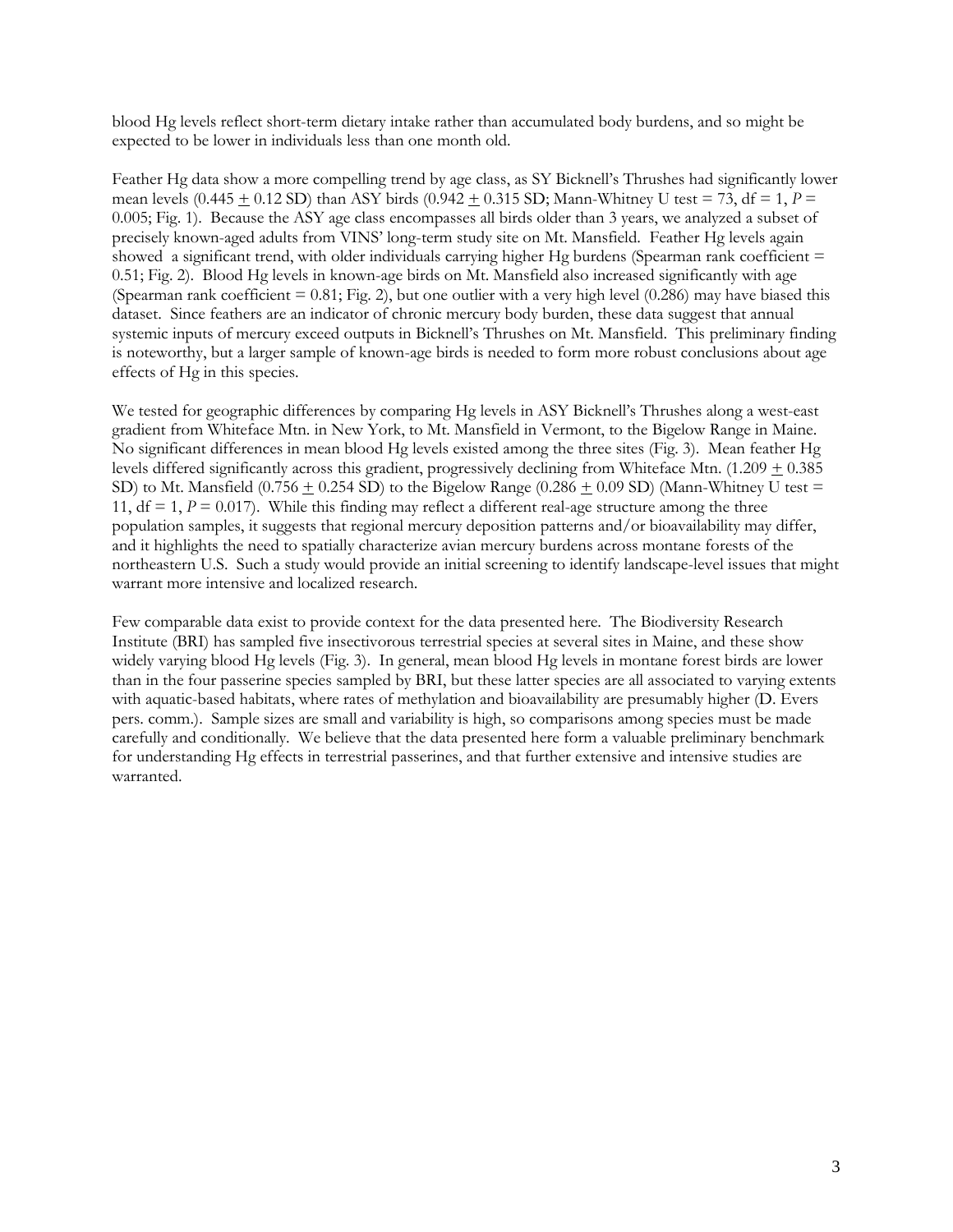blood Hg levels reflect short-term dietary intake rather than accumulated body burdens, and so might be expected to be lower in individuals less than one month old.

Feather Hg data show a more compelling trend by age class, as SY Bicknell's Thrushes had significantly lower mean levels (0.445 $\pm$ 0.12 SD) than ASY birds (0.942 $\pm$ 0.315 SD; Mann-Whitney U test = 73, df = 1, $P$ = 0.005; Fig. 1). Because the ASY age class encompasses all birds older than 3 years, we analyzed a subset of precisely known-aged adults from VINS' long-term study site on Mt. Mansfield. Feather Hg levels again showed a significant trend, with older individuals carrying higher Hg burdens (Spearman rank coefficient = 0.51; Fig. 2). Blood Hg levels in known-age birds on Mt. Mansfield also increased significantly with age (Spearman rank coefficient = 0.81; Fig. 2), but one outlier with a very high level (0.286) may have biased this dataset. Since feathers are an indicator of chronic mercury body burden, these data suggest that annual systemic inputs of mercury exceed outputs in Bicknell's Thrushes on Mt. Mansfield. This preliminary finding is noteworthy, but a larger sample of known-age birds is needed to form more robust conclusions about age effects of Hg in this species.

We tested for geographic differences by comparing Hg levels in ASY Bicknell's Thrushes along a west-east gradient from Whiteface Mtn. in New York, to Mt. Mansfield in Vermont, to the Bigelow Range in Maine. No significant differences in mean blood Hg levels existed among the three sites (Fig. 3). Mean feather Hg levels differed significantly across this gradient, progressively declining from Whiteface Mtn. (1.209 $\pm$ 0.385 SD) to Mt. Mansfield (0.756 $\pm$ 0.254 SD) to the Bigelow Range (0.286 $\pm$ 0.09 SD) (Mann-Whitney U test = 11, df = 1, $P$ = 0.017). While this finding may reflect a different real-age structure among the three population samples, it suggests that regional mercury deposition patterns and/or bioavailability may differ, and it highlights the need to spatially characterize avian mercury burdens across montane forests of the northeastern U.S. Such a study would provide an initial screening to identify landscape-level issues that might warrant more intensive and localized research.

Few comparable data exist to provide context for the data presented here. The Biodiversity Research Institute (BRI) has sampled five insectivorous terrestrial species at several sites in Maine, and these show widely varying blood Hg levels (Fig. 3). In general, mean blood Hg levels in montane forest birds are lower than in the four passerine species sampled by BRI, but these latter species are all associated to varying extents with aquatic-based habitats, where rates of methylation and bioavailability are presumably higher (D. Evers pers. comm.). Sample sizes are small and variability is high, so comparisons among species must be made carefully and conditionally. We believe that the data presented here form a valuable preliminary benchmark for understanding Hg effects in terrestrial passerines, and that further extensive and intensive studies are warranted.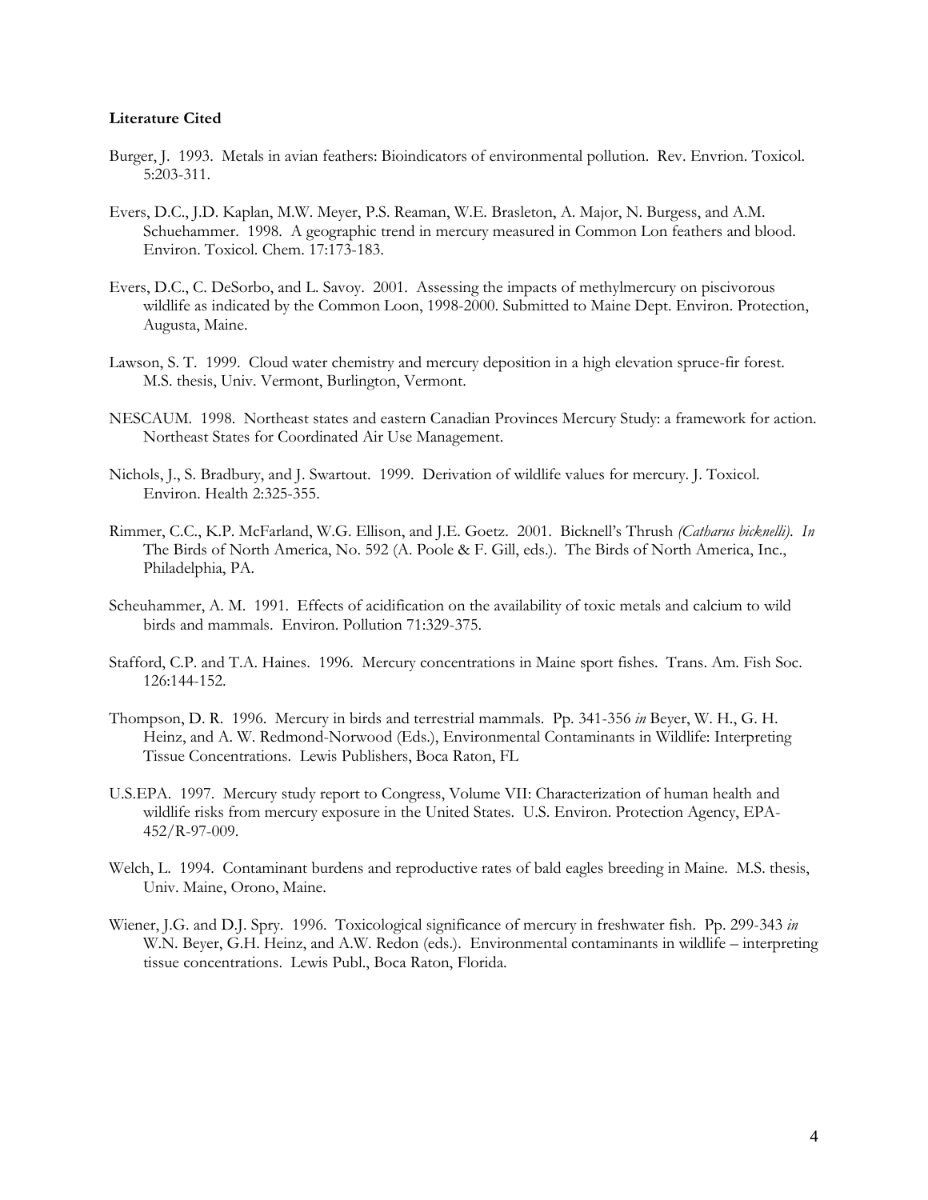**Literature Cited**

Burger, J. 1993. Metals in avian feathers: Bioindicators of environmental pollution. Rev. Envrion. Toxicol. 5:203-311.

Evers, D.C., J.D. Kaplan, M.W. Meyer, P.S. Reaman, W.E. Brasleton, A. Major, N. Burgess, and A.M. Schuehammer. 1998. A geographic trend in mercury measured in Common Lon feathers and blood. Environ. Toxicol. Chem. 17:173-183.

Evers, D.C., C. DeSorbo, and L. Savoy. 2001. Assessing the impacts of methylmercury on piscivorous wildlife as indicated by the Common Loon, 1998-2000. Submitted to Maine Dept. Environ. Protection, Augusta, Maine.

Lawson, S. T. 1999. Cloud water chemistry and mercury deposition in a high elevation spruce-fir forest. M.S. thesis, Univ. Vermont, Burlington, Vermont.

NESCAUM. 1998. Northeast states and eastern Canadian Provinces Mercury Study: a framework for action. Northeast States for Coordinated Air Use Management.

Nichols, J., S. Bradbury, and J. Swartout. 1999. Derivation of wildlife values for mercury. J. Toxicol. Environ. Health 2:325-355.

Rimmer, C.C., K.P. McFarland, W.G. Ellison, and J.E. Goetz. 2001. Bicknell's Thrush *(Catharus bicknelli)*. *In* The Birds of North America, No. 592 (A. Poole & F. Gill, eds.). The Birds of North America, Inc., Philadelphia, PA.

Scheuhammer, A. M. 1991. Effects of acidification on the availability of toxic metals and calcium to wild birds and mammals. Environ. Pollution 71:329-375.

Stafford, C.P. and T.A. Haines. 1996. Mercury concentrations in Maine sport fishes. Trans. Am. Fish Soc. 126:144-152.

Thompson, D. R. 1996. Mercury in birds and terrestrial mammals. Pp. 341-356 *in* Beyer, W. H., G. H. Heinz, and A. W. Redmond-Norwood (Eds.), Environmental Contaminants in Wildlife: Interpreting Tissue Concentrations. Lewis Publishers, Boca Raton, FL

U.S.EPA. 1997. Mercury study report to Congress, Volume VII: Characterization of human health and wildlife risks from mercury exposure in the United States. U.S. Environ. Protection Agency, EPA-452/R-97-009.

Welch, L. 1994. Contaminant burdens and reproductive rates of bald eagles breeding in Maine. M.S. thesis, Univ. Maine, Orono, Maine.

Wiener, J.G. and D.J. Spry. 1996. Toxicological significance of mercury in freshwater fish. Pp. 299-343 *in* W.N. Beyer, G.H. Heinz, and A.W. Redon (eds.). Environmental contaminants in wildlife – interpreting tissue concentrations. Lewis Publ., Boca Raton, Florida.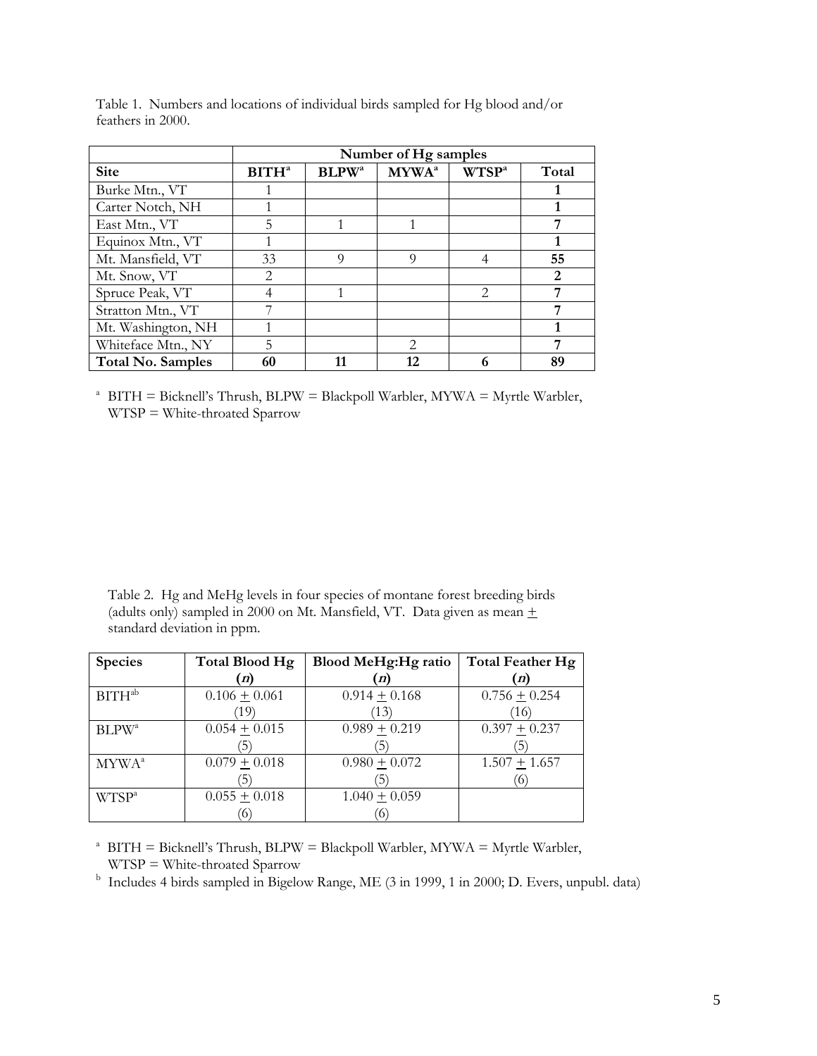Table 1. Numbers and locations of individual birds sampled for Hg blood and/or feathers in 2000.

| | Number of Hg samples | | | | |
|---|---|---|---|---|---|
| **Site** | **BITH[a]** | **BLPW[a]** | **MYWA[a]** | **WTSP[a]** | **Total** |
| Burke Mtn., VT | 1 | | | | **1** |
| Carter Notch, NH | 1 | | | | **1** |
| East Mtn., VT | 5 | 1 | 1 | | **7** |
| Equinox Mtn., VT | 1 | | | | **1** |
| Mt. Mansfield, VT | 33 | 9 | 9 | 4 | **55** |
| Mt. Snow, VT | 2 | | | | **2** |
| Spruce Peak, VT | 4 | 1 | | 2 | **7** |
| Stratton Mtn., VT | 7 | | | | **7** |
| Mt. Washington, NH | 1 | | | | **1** |
| Whiteface Mtn., NY | 5 | | 2 | | **7** |
| **Total No. Samples** | **60** | **11** | **12** | **6** | **89** |

[a] BITH = Bicknell's Thrush, BLPW = Blackpoll Warbler, MYWA = Myrtle Warbler, WTSP = White-throated Sparrow

Table 2. Hg and MeHg levels in four species of montane forest breeding birds (adults only) sampled in 2000 on Mt. Mansfield, VT. Data given as mean ± standard deviation in ppm.

| **Species** | **Total Blood Hg (*n*)** | **Blood MeHg:Hg ratio (*n*)** | **Total Feather Hg (*n*)** |
|---|---|---|---|
| BITH[ab] | 0.106 ± 0.061 (19) | 0.914 ± 0.168 (13) | 0.756 ± 0.254 (16) |
| BLPW[a] | 0.054 ± 0.015 (5) | 0.989 ± 0.219 (5) | 0.397 ± 0.237 (5) |
| MYWA[a] | 0.079 ± 0.018 (5) | 0.980 ± 0.072 (5) | 1.507 ± 1.657 (6) |
| WTSP[a] | 0.055 ± 0.018 (6) | 1.040 ± 0.059 (6) | |

[a] BITH = Bicknell's Thrush, BLPW = Blackpoll Warbler, MYWA = Myrtle Warbler, WTSP = White-throated Sparrow

[b] Includes 4 birds sampled in Bigelow Range, ME (3 in 1999, 1 in 2000; D. Evers, unpubl. data)